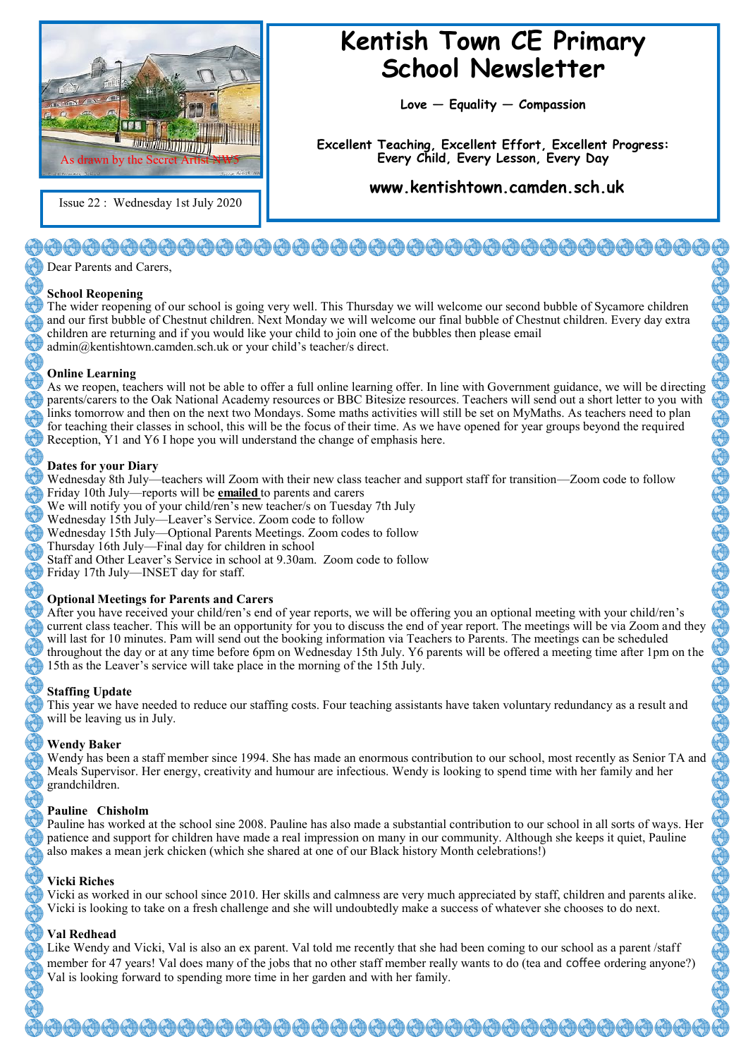As drawn by the Secret Artist NW5

Issue 22 : Wednesday 1st July 2020

# Kentish Town CE Primary School Newsletter

**Love — Equality — Compassion**

**Excellent Teaching, Excellent Effort, Excellent Progress: Every Child, Every Lesson, Every Day**

**www.kentishtown.camden.sch.uk**

Dear Parents and Carers,

**School Reopening**

The wider reopening of our school is going very well. This Thursday we will welcome our second bubble of Sycamore children and our first bubble of Chestnut children. Next Monday we will welcome our final bubble of Chestnut children. Every day extra children are returning and if you would like your child to join one of the bubbles then please email admin@kentishtown.camden.sch.uk or your child's teacher/s direct.

**Online Learning**

As we reopen, teachers will not be able to offer a full online learning offer. In line with Government guidance, we will be directing parents/carers to the Oak National Academy resources or BBC Bitesize resources. Teachers will send out a short letter to you with links tomorrow and then on the next two Mondays. Some maths activities will still be set on MyMaths. As teachers need to plan for teaching their classes in school, this will be the focus of their time. As we have opened for year groups beyond the required Reception, Y1 and Y6 I hope you will understand the change of emphasis here.

**Dates for your Diary**

Wednesday 8th July—teachers will Zoom with their new class teacher and support staff for transition—Zoom code to follow
Friday 10th July—reports will be **emailed** to parents and carers
We will notify you of your child/ren's new teacher/s on Tuesday 7th July
Wednesday 15th July—Leaver's Service. Zoom code to follow
Wednesday 15th July—Optional Parents Meetings. Zoom codes to follow
Thursday 16th July—Final day for children in school
Staff and Other Leaver's Service in school at 9.30am. Zoom code to follow
Friday 17th July—INSET day for staff.

**Optional Meetings for Parents and Carers**

After you have received your child/ren's end of year reports, we will be offering you an optional meeting with your child/ren's current class teacher. This will be an opportunity for you to discuss the end of year report. The meetings will be via Zoom and they will last for 10 minutes. Pam will send out the booking information via Teachers to Parents. The meetings can be scheduled throughout the day or at any time before 6pm on Wednesday 15th July. Y6 parents will be offered a meeting time after 1pm on the 15th as the Leaver's service will take place in the morning of the 15th July.

**Staffing Update**

This year we have needed to reduce our staffing costs. Four teaching assistants have taken voluntary redundancy as a result and will be leaving us in July.

**Wendy Baker**

Wendy has been a staff member since 1994. She has made an enormous contribution to our school, most recently as Senior TA and Meals Supervisor. Her energy, creativity and humour are infectious. Wendy is looking to spend time with her family and her grandchildren.

**Pauline Chisholm**

Pauline has worked at the school sine 2008. Pauline has also made a substantial contribution to our school in all sorts of ways. Her patience and support for children have made a real impression on many in our community. Although she keeps it quiet, Pauline also makes a mean jerk chicken (which she shared at one of our Black history Month celebrations!)

**Vicki Riches**

Vicki as worked in our school since 2010. Her skills and calmness are very much appreciated by staff, children and parents alike. Vicki is looking to take on a fresh challenge and she will undoubtedly make a success of whatever she chooses to do next.

**Val Redhead**

Like Wendy and Vicki, Val is also an ex parent. Val told me recently that she had been coming to our school as a parent /staff member for 47 years! Val does many of the jobs that no other staff member really wants to do (tea and coffee ordering anyone?) Val is looking forward to spending more time in her garden and with her family.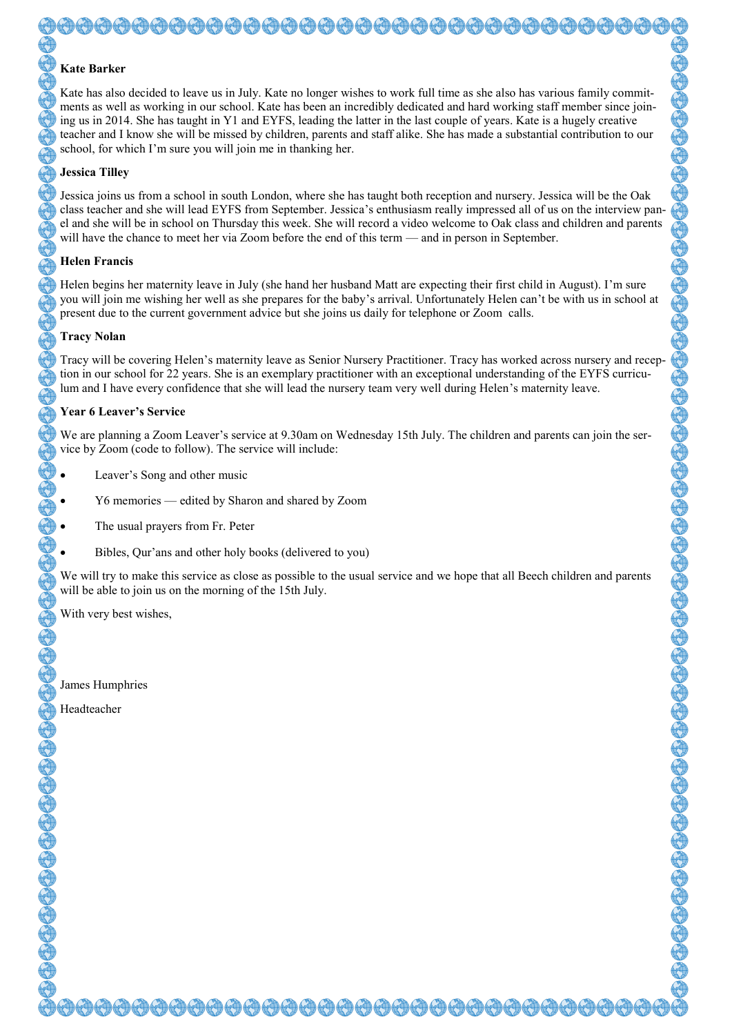**Kate Barker**

Kate has also decided to leave us in July. Kate no longer wishes to work full time as she also has various family commitments as well as working in our school. Kate has been an incredibly dedicated and hard working staff member since joining us in 2014. She has taught in Y1 and EYFS, leading the latter in the last couple of years. Kate is a hugely creative teacher and I know she will be missed by children, parents and staff alike. She has made a substantial contribution to our school, for which I'm sure you will join me in thanking her.

**Jessica Tilley**

Jessica joins us from a school in south London, where she has taught both reception and nursery. Jessica will be the Oak class teacher and she will lead EYFS from September. Jessica's enthusiasm really impressed all of us on the interview panel and she will be in school on Thursday this week. She will record a video welcome to Oak class and children and parents will have the chance to meet her via Zoom before the end of this term — and in person in September.

**Helen Francis**

Helen begins her maternity leave in July (she hand her husband Matt are expecting their first child in August). I'm sure you will join me wishing her well as she prepares for the baby's arrival. Unfortunately Helen can't be with us in school at present due to the current government advice but she joins us daily for telephone or Zoom calls.

**Tracy Nolan**

Tracy will be covering Helen's maternity leave as Senior Nursery Practitioner. Tracy has worked across nursery and reception in our school for 22 years. She is an exemplary practitioner with an exceptional understanding of the EYFS curriculum and I have every confidence that she will lead the nursery team very well during Helen's maternity leave.

**Year 6 Leaver's Service**

We are planning a Zoom Leaver's service at 9.30am on Wednesday 15th July. The children and parents can join the service by Zoom (code to follow). The service will include:

- Leaver's Song and other music
- Y6 memories — edited by Sharon and shared by Zoom
- The usual prayers from Fr. Peter
- Bibles, Qur'ans and other holy books (delivered to you)

We will try to make this service as close as possible to the usual service and we hope that all Beech children and parents will be able to join us on the morning of the 15th July.

With very best wishes,

James Humphries

Headteacher